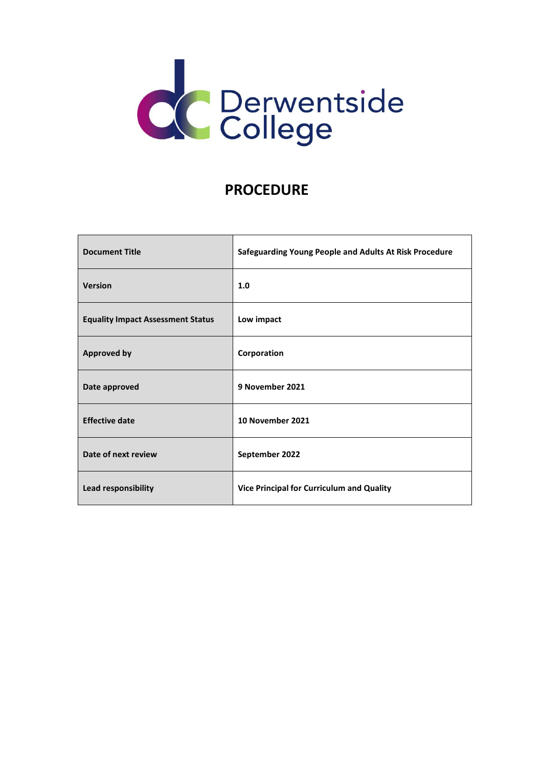Derwentside College

# PROCEDURE

| Document Title | Safeguarding Young People and Adults At Risk Procedure |
|---|---|
| Version | 1.0 |
| Equality Impact Assessment Status | Low impact |
| Approved by | Corporation |
| Date approved | 9 November 2021 |
| Effective date | 10 November 2021 |
| Date of next review | September 2022 |
| Lead responsibility | Vice Principal for Curriculum and Quality |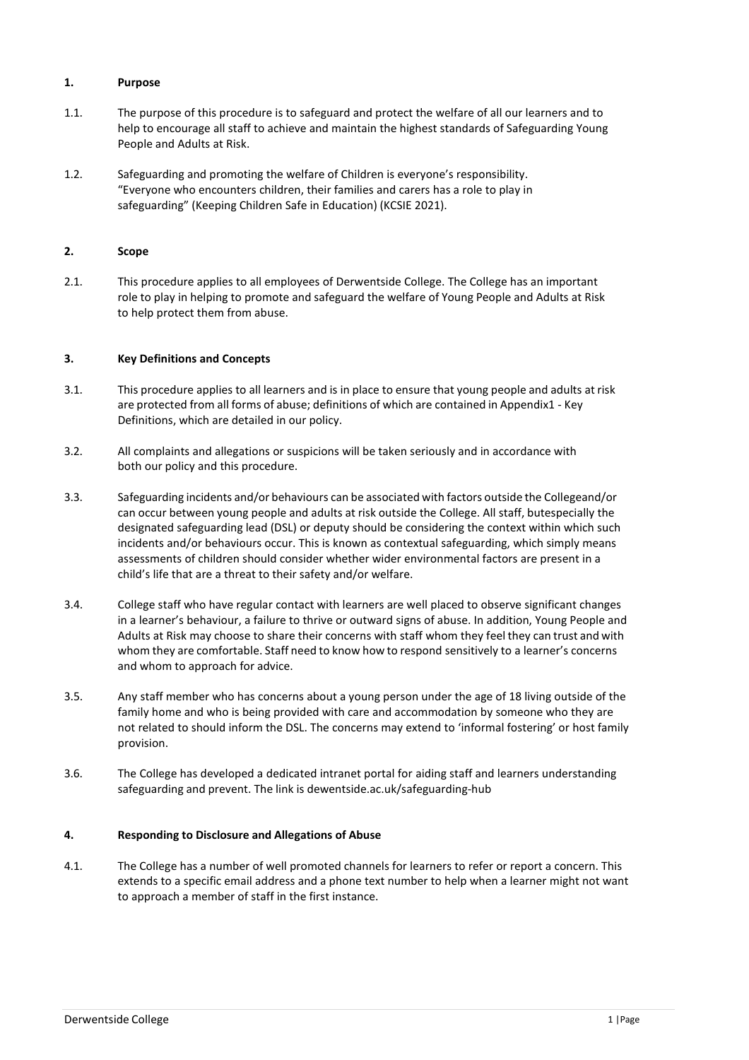## 1. Purpose

1.1. The purpose of this procedure is to safeguard and protect the welfare of all our learners and to help to encourage all staff to achieve and maintain the highest standards of Safeguarding Young People and Adults at Risk.

1.2. Safeguarding and promoting the welfare of Children is everyone's responsibility. "Everyone who encounters children, their families and carers has a role to play in safeguarding" (Keeping Children Safe in Education) (KCSIE 2021).

## 2. Scope

2.1. This procedure applies to all employees of Derwentside College. The College has an important role to play in helping to promote and safeguard the welfare of Young People and Adults at Risk to help protect them from abuse.

## 3. Key Definitions and Concepts

3.1. This procedure applies to all learners and is in place to ensure that young people and adults at risk are protected from all forms of abuse; definitions of which are contained in Appendix1 - Key Definitions, which are detailed in our policy.

3.2. All complaints and allegations or suspicions will be taken seriously and in accordance with both our policy and this procedure.

3.3. Safeguarding incidents and/or behaviours can be associated with factors outside the Collegeand/or can occur between young people and adults at risk outside the College. All staff, butespecially the designated safeguarding lead (DSL) or deputy should be considering the context within which such incidents and/or behaviours occur. This is known as contextual safeguarding, which simply means assessments of children should consider whether wider environmental factors are present in a child's life that are a threat to their safety and/or welfare.

3.4. College staff who have regular contact with learners are well placed to observe significant changes in a learner's behaviour, a failure to thrive or outward signs of abuse. In addition, Young People and Adults at Risk may choose to share their concerns with staff whom they feel they can trust and with whom they are comfortable. Staff need to know how to respond sensitively to a learner's concerns and whom to approach for advice.

3.5. Any staff member who has concerns about a young person under the age of 18 living outside of the family home and who is being provided with care and accommodation by someone who they are not related to should inform the DSL. The concerns may extend to 'informal fostering' or host family provision.

3.6. The College has developed a dedicated intranet portal for aiding staff and learners understanding safeguarding and prevent. The link is dewentside.ac.uk/safeguarding-hub

## 4. Responding to Disclosure and Allegations of Abuse

4.1. The College has a number of well promoted channels for learners to refer or report a concern. This extends to a specific email address and a phone text number to help when a learner might not want to approach a member of staff in the first instance.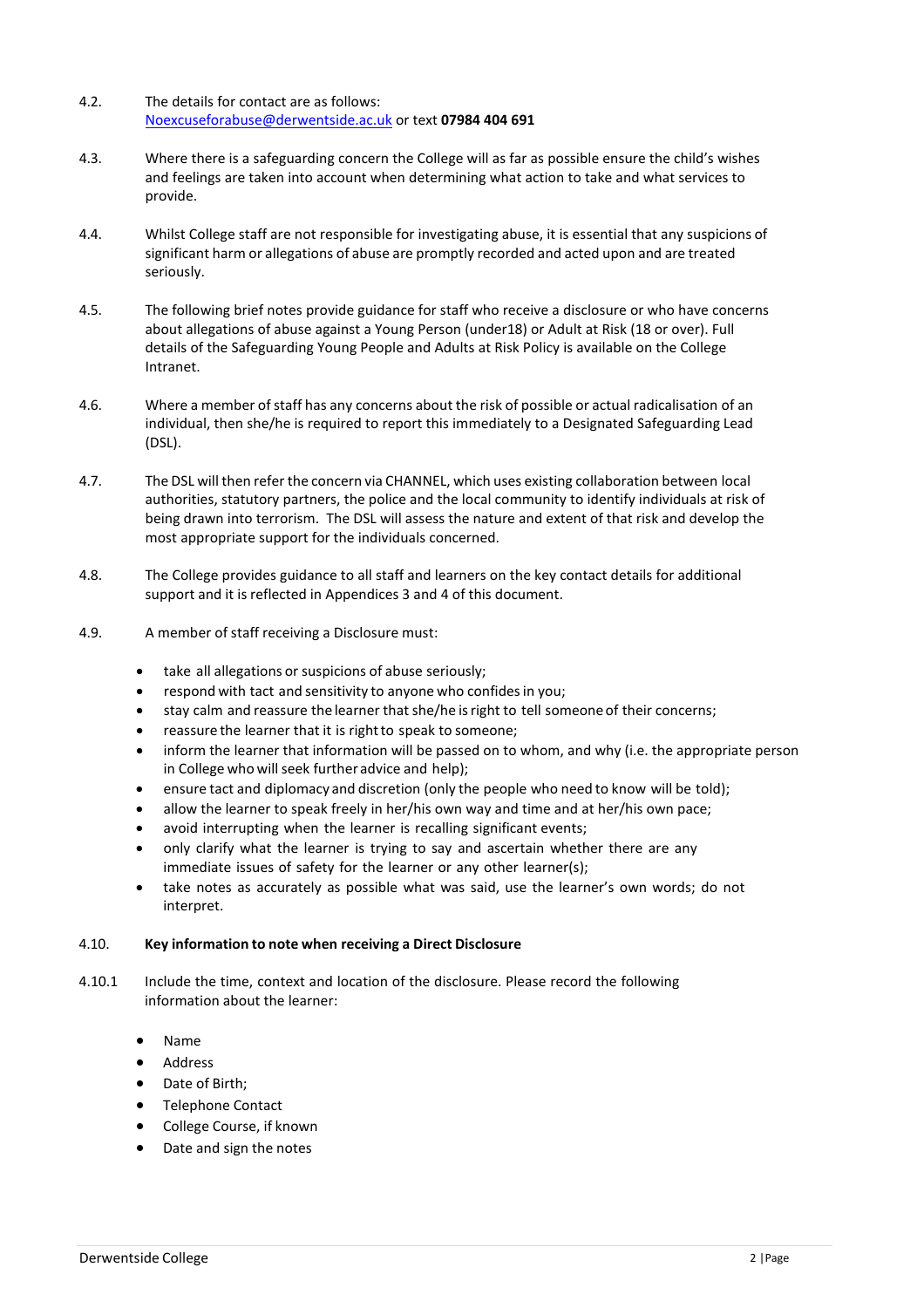4.2. The details for contact are as follows: [Noexcuseforabuse@derwentside.ac.uk](mailto:Noexcuseforabuse@derwentside.ac.uk) or text **07984 404 691**

4.3. Where there is a safeguarding concern the College will as far as possible ensure the child's wishes and feelings are taken into account when determining what action to take and what services to provide.

4.4. Whilst College staff are not responsible for investigating abuse, it is essential that any suspicions of significant harm or allegations of abuse are promptly recorded and acted upon and are treated seriously.

4.5. The following brief notes provide guidance for staff who receive a disclosure or who have concerns about allegations of abuse against a Young Person (under18) or Adult at Risk (18 or over). Full details of the Safeguarding Young People and Adults at Risk Policy is available on the College Intranet.

4.6. Where a member of staff has any concerns about the risk of possible or actual radicalisation of an individual, then she/he is required to report this immediately to a Designated Safeguarding Lead (DSL).

4.7. The DSL will then refer the concern via CHANNEL, which uses existing collaboration between local authorities, statutory partners, the police and the local community to identify individuals at risk of being drawn into terrorism. The DSL will assess the nature and extent of that risk and develop the most appropriate support for the individuals concerned.

4.8. The College provides guidance to all staff and learners on the key contact details for additional support and it is reflected in Appendices 3 and 4 of this document.

4.9. A member of staff receiving a Disclosure must:

- take all allegations or suspicions of abuse seriously;
- respond with tact and sensitivity to anyone who confides in you;
- stay calm and reassure the learner that she/he is right to tell someone of their concerns;
- reassure the learner that it is right to speak to someone;
- inform the learner that information will be passed on to whom, and why (i.e. the appropriate person in College who will seek further advice and help);
- ensure tact and diplomacy and discretion (only the people who need to know will be told);
- allow the learner to speak freely in her/his own way and time and at her/his own pace;
- avoid interrupting when the learner is recalling significant events;
- only clarify what the learner is trying to say and ascertain whether there are any immediate issues of safety for the learner or any other learner(s);
- take notes as accurately as possible what was said, use the learner's own words; do not interpret.

4.10. **Key information to note when receiving a Direct Disclosure**

4.10.1 Include the time, context and location of the disclosure. Please record the following information about the learner:

- Name
- Address
- Date of Birth;
- Telephone Contact
- College Course, if known
- Date and sign the notes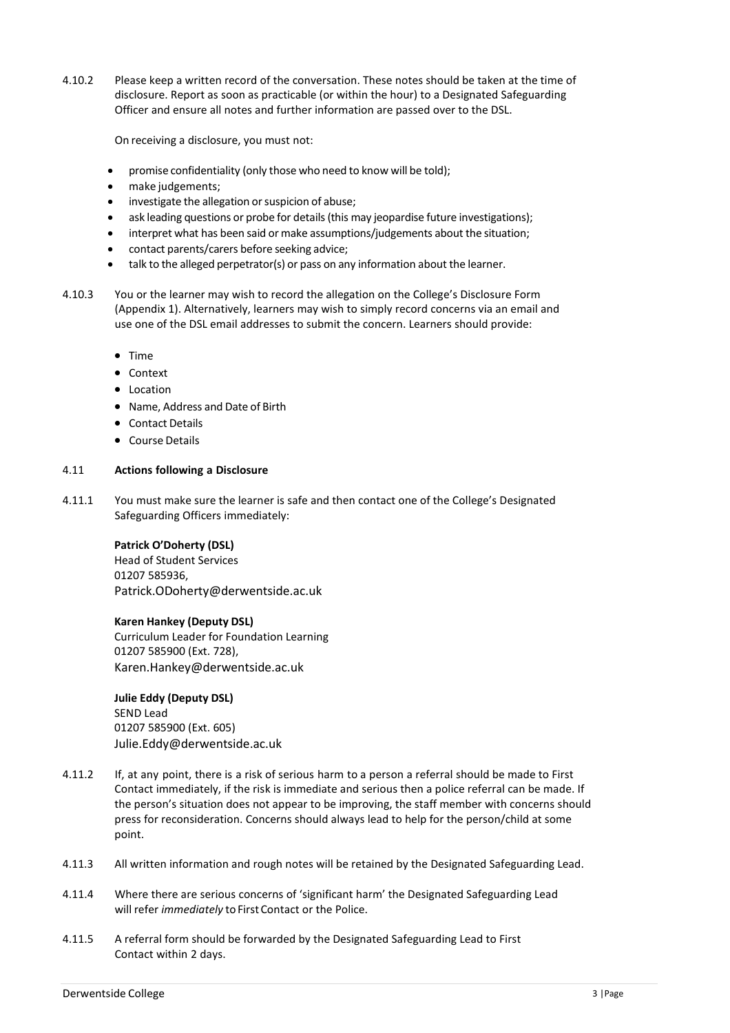4.10.2 Please keep a written record of the conversation. These notes should be taken at the time of disclosure. Report as soon as practicable (or within the hour) to a Designated Safeguarding Officer and ensure all notes and further information are passed over to the DSL.

On receiving a disclosure, you must not:

- promise confidentiality (only those who need to know will be told);
- make judgements;
- investigate the allegation or suspicion of abuse;
- ask leading questions or probe for details (this may jeopardise future investigations);
- interpret what has been said or make assumptions/judgements about the situation;
- contact parents/carers before seeking advice;
- talk to the alleged perpetrator(s) or pass on any information about the learner.

4.10.3 You or the learner may wish to record the allegation on the College's Disclosure Form (Appendix 1). Alternatively, learners may wish to simply record concerns via an email and use one of the DSL email addresses to submit the concern. Learners should provide:

- Time
- Context
- Location
- Name, Address and Date of Birth
- Contact Details
- Course Details

### 4.11 Actions following a Disclosure

4.11.1 You must make sure the learner is safe and then contact one of the College's Designated Safeguarding Officers immediately:

**Patrick O'Doherty (DSL)**
Head of Student Services
01207 585936,
Patrick.ODoherty@derwentside.ac.uk

**Karen Hankey (Deputy DSL)**
Curriculum Leader for Foundation Learning
01207 585900 (Ext. 728),
Karen.Hankey@derwentside.ac.uk

**Julie Eddy (Deputy DSL)**
SEND Lead
01207 585900 (Ext. 605)
Julie.Eddy@derwentside.ac.uk

4.11.2 If, at any point, there is a risk of serious harm to a person a referral should be made to First Contact immediately, if the risk is immediate and serious then a police referral can be made. If the person's situation does not appear to be improving, the staff member with concerns should press for reconsideration. Concerns should always lead to help for the person/child at some point.

4.11.3 All written information and rough notes will be retained by the Designated Safeguarding Lead.

4.11.4 Where there are serious concerns of 'significant harm' the Designated Safeguarding Lead will refer *immediately* to First Contact or the Police.

4.11.5 A referral form should be forwarded by the Designated Safeguarding Lead to First Contact within 2 days.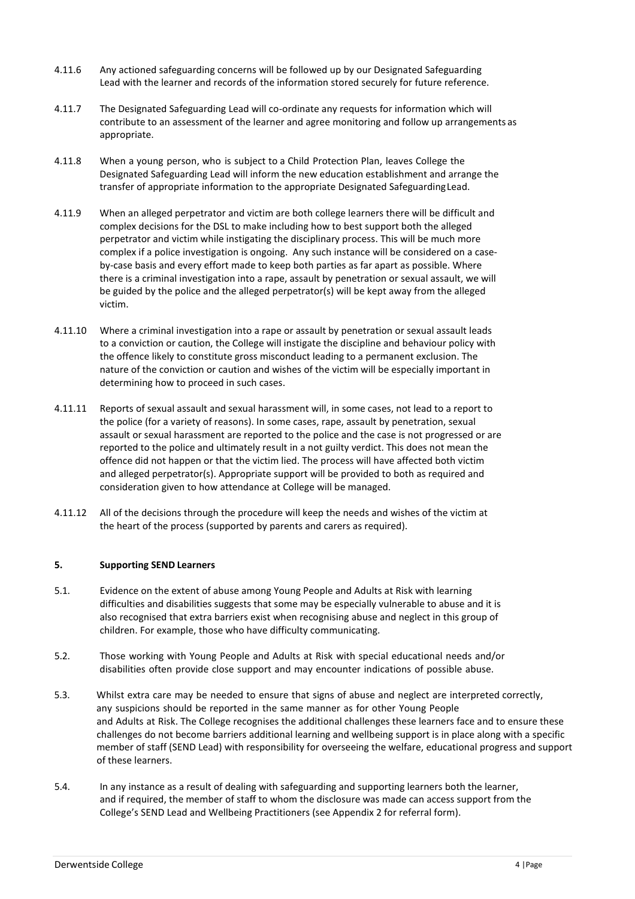4.11.6 Any actioned safeguarding concerns will be followed up by our Designated Safeguarding Lead with the learner and records of the information stored securely for future reference.

4.11.7 The Designated Safeguarding Lead will co-ordinate any requests for information which will contribute to an assessment of the learner and agree monitoring and follow up arrangements as appropriate.

4.11.8 When a young person, who is subject to a Child Protection Plan, leaves College the Designated Safeguarding Lead will inform the new education establishment and arrange the transfer of appropriate information to the appropriate Designated Safeguarding Lead.

4.11.9 When an alleged perpetrator and victim are both college learners there will be difficult and complex decisions for the DSL to make including how to best support both the alleged perpetrator and victim while instigating the disciplinary process. This will be much more complex if a police investigation is ongoing. Any such instance will be considered on a case-by-case basis and every effort made to keep both parties as far apart as possible. Where there is a criminal investigation into a rape, assault by penetration or sexual assault, we will be guided by the police and the alleged perpetrator(s) will be kept away from the alleged victim.

4.11.10 Where a criminal investigation into a rape or assault by penetration or sexual assault leads to a conviction or caution, the College will instigate the discipline and behaviour policy with the offence likely to constitute gross misconduct leading to a permanent exclusion. The nature of the conviction or caution and wishes of the victim will be especially important in determining how to proceed in such cases.

4.11.11 Reports of sexual assault and sexual harassment will, in some cases, not lead to a report to the police (for a variety of reasons). In some cases, rape, assault by penetration, sexual assault or sexual harassment are reported to the police and the case is not progressed or are reported to the police and ultimately result in a not guilty verdict. This does not mean the offence did not happen or that the victim lied. The process will have affected both victim and alleged perpetrator(s). Appropriate support will be provided to both as required and consideration given to how attendance at College will be managed.

4.11.12 All of the decisions through the procedure will keep the needs and wishes of the victim at the heart of the process (supported by parents and carers as required).

## 5. Supporting SEND Learners

5.1. Evidence on the extent of abuse among Young People and Adults at Risk with learning difficulties and disabilities suggests that some may be especially vulnerable to abuse and it is also recognised that extra barriers exist when recognising abuse and neglect in this group of children. For example, those who have difficulty communicating.

5.2. Those working with Young People and Adults at Risk with special educational needs and/or disabilities often provide close support and may encounter indications of possible abuse.

5.3. Whilst extra care may be needed to ensure that signs of abuse and neglect are interpreted correctly, any suspicions should be reported in the same manner as for other Young People and Adults at Risk. The College recognises the additional challenges these learners face and to ensure these challenges do not become barriers additional learning and wellbeing support is in place along with a specific member of staff (SEND Lead) with responsibility for overseeing the welfare, educational progress and support of these learners.

5.4. In any instance as a result of dealing with safeguarding and supporting learners both the learner, and if required, the member of staff to whom the disclosure was made can access support from the College's SEND Lead and Wellbeing Practitioners (see Appendix 2 for referral form).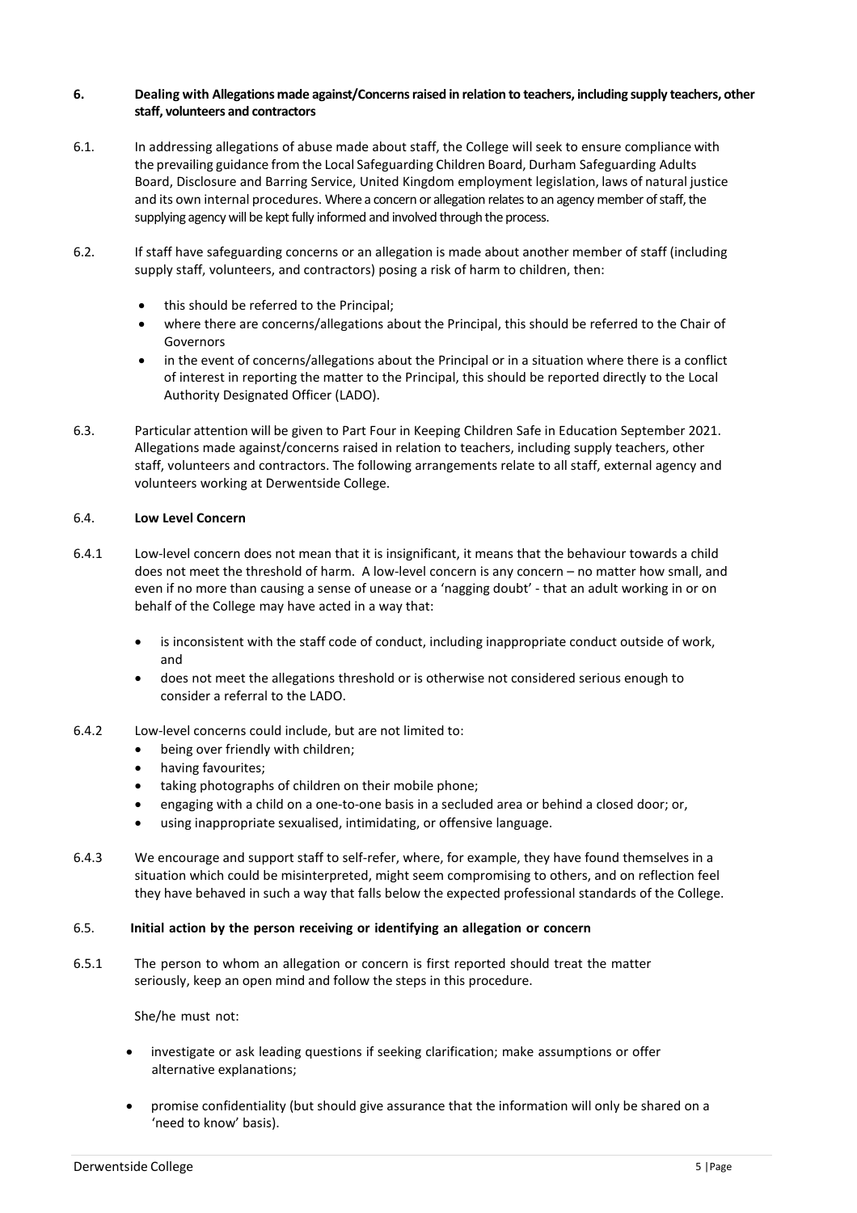## 6. Dealing with Allegations made against/Concerns raised in relation to teachers, including supply teachers, other staff, volunteers and contractors

6.1. In addressing allegations of abuse made about staff, the College will seek to ensure compliance with the prevailing guidance from the Local Safeguarding Children Board, Durham Safeguarding Adults Board, Disclosure and Barring Service, United Kingdom employment legislation, laws of natural justice and its own internal procedures. Where a concern or allegation relates to an agency member of staff, the supplying agency will be kept fully informed and involved through the process.

6.2. If staff have safeguarding concerns or an allegation is made about another member of staff (including supply staff, volunteers, and contractors) posing a risk of harm to children, then:

- this should be referred to the Principal;
- where there are concerns/allegations about the Principal, this should be referred to the Chair of Governors
- in the event of concerns/allegations about the Principal or in a situation where there is a conflict of interest in reporting the matter to the Principal, this should be reported directly to the Local Authority Designated Officer (LADO).

6.3. Particular attention will be given to Part Four in Keeping Children Safe in Education September 2021. Allegations made against/concerns raised in relation to teachers, including supply teachers, other staff, volunteers and contractors. The following arrangements relate to all staff, external agency and volunteers working at Derwentside College.

### 6.4. Low Level Concern

6.4.1 Low-level concern does not mean that it is insignificant, it means that the behaviour towards a child does not meet the threshold of harm. A low-level concern is any concern – no matter how small, and even if no more than causing a sense of unease or a 'nagging doubt' - that an adult working in or on behalf of the College may have acted in a way that:

- is inconsistent with the staff code of conduct, including inappropriate conduct outside of work, and
- does not meet the allegations threshold or is otherwise not considered serious enough to consider a referral to the LADO.

6.4.2 Low-level concerns could include, but are not limited to:

- being over friendly with children;
- having favourites;
- taking photographs of children on their mobile phone;
- engaging with a child on a one-to-one basis in a secluded area or behind a closed door; or,
- using inappropriate sexualised, intimidating, or offensive language.

6.4.3 We encourage and support staff to self-refer, where, for example, they have found themselves in a situation which could be misinterpreted, might seem compromising to others, and on reflection feel they have behaved in such a way that falls below the expected professional standards of the College.

### 6.5. Initial action by the person receiving or identifying an allegation or concern

6.5.1 The person to whom an allegation or concern is first reported should treat the matter seriously, keep an open mind and follow the steps in this procedure.

She/he must not:

- investigate or ask leading questions if seeking clarification; make assumptions or offer alternative explanations;
- promise confidentiality (but should give assurance that the information will only be shared on a 'need to know' basis).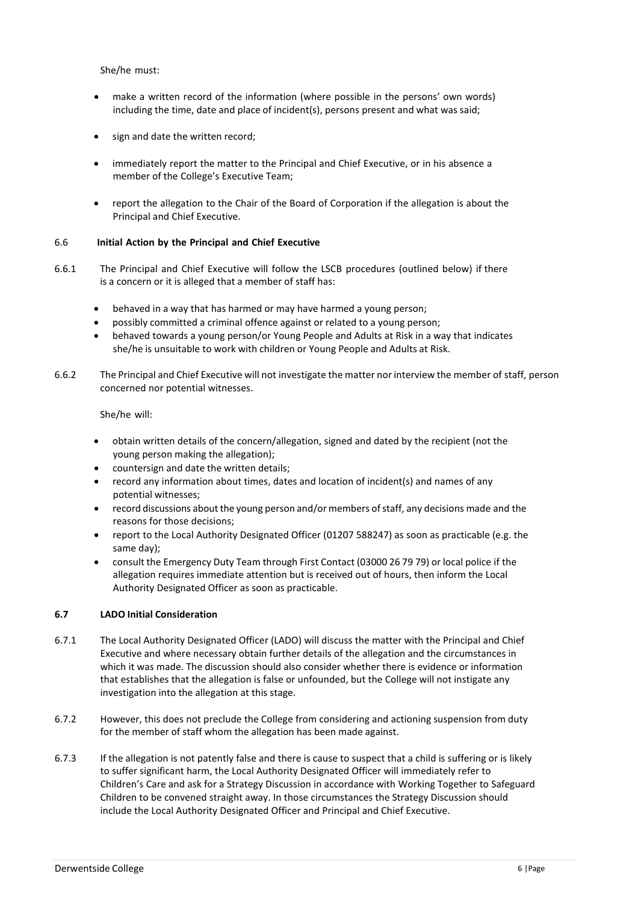She/he must:

- make a written record of the information (where possible in the persons' own words) including the time, date and place of incident(s), persons present and what was said;
- sign and date the written record;
- immediately report the matter to the Principal and Chief Executive, or in his absence a member of the College's Executive Team;
- report the allegation to the Chair of the Board of Corporation if the allegation is about the Principal and Chief Executive.

### 6.6 Initial Action by the Principal and Chief Executive

6.6.1 The Principal and Chief Executive will follow the LSCB procedures (outlined below) if there is a concern or it is alleged that a member of staff has:

- behaved in a way that has harmed or may have harmed a young person;
- possibly committed a criminal offence against or related to a young person;
- behaved towards a young person/or Young People and Adults at Risk in a way that indicates she/he is unsuitable to work with children or Young People and Adults at Risk.

6.6.2 The Principal and Chief Executive will not investigate the matter nor interview the member of staff, person concerned nor potential witnesses.

She/he will:

- obtain written details of the concern/allegation, signed and dated by the recipient (not the young person making the allegation);
- countersign and date the written details;
- record any information about times, dates and location of incident(s) and names of any potential witnesses;
- record discussions about the young person and/or members of staff, any decisions made and the reasons for those decisions;
- report to the Local Authority Designated Officer (01207 588247) as soon as practicable (e.g. the same day);
- consult the Emergency Duty Team through First Contact (03000 26 79 79) or local police if the allegation requires immediate attention but is received out of hours, then inform the Local Authority Designated Officer as soon as practicable.

### 6.7 LADO Initial Consideration

6.7.1 The Local Authority Designated Officer (LADO) will discuss the matter with the Principal and Chief Executive and where necessary obtain further details of the allegation and the circumstances in which it was made. The discussion should also consider whether there is evidence or information that establishes that the allegation is false or unfounded, but the College will not instigate any investigation into the allegation at this stage.

6.7.2 However, this does not preclude the College from considering and actioning suspension from duty for the member of staff whom the allegation has been made against.

6.7.3 If the allegation is not patently false and there is cause to suspect that a child is suffering or is likely to suffer significant harm, the Local Authority Designated Officer will immediately refer to Children's Care and ask for a Strategy Discussion in accordance with Working Together to Safeguard Children to be convened straight away. In those circumstances the Strategy Discussion should include the Local Authority Designated Officer and Principal and Chief Executive.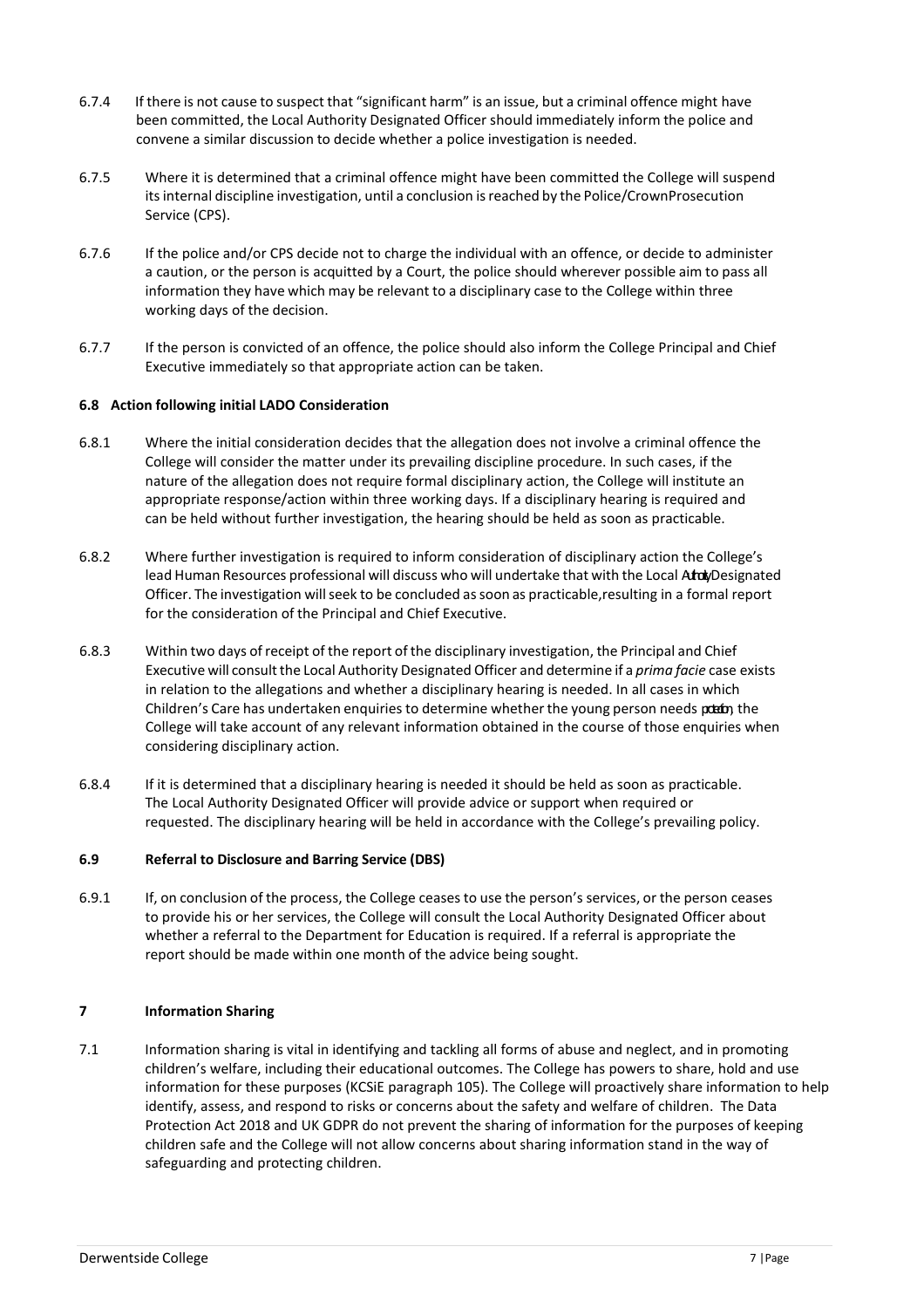6.7.4 If there is not cause to suspect that "significant harm" is an issue, but a criminal offence might have been committed, the Local Authority Designated Officer should immediately inform the police and convene a similar discussion to decide whether a police investigation is needed.

6.7.5 Where it is determined that a criminal offence might have been committed the College will suspend its internal discipline investigation, until a conclusion is reached by the Police/CrownProsecution Service (CPS).

6.7.6 If the police and/or CPS decide not to charge the individual with an offence, or decide to administer a caution, or the person is acquitted by a Court, the police should wherever possible aim to pass all information they have which may be relevant to a disciplinary case to the College within three working days of the decision.

6.7.7 If the person is convicted of an offence, the police should also inform the College Principal and Chief Executive immediately so that appropriate action can be taken.

### 6.8 Action following initial LADO Consideration

6.8.1 Where the initial consideration decides that the allegation does not involve a criminal offence the College will consider the matter under its prevailing discipline procedure. In such cases, if the nature of the allegation does not require formal disciplinary action, the College will institute an appropriate response/action within three working days. If a disciplinary hearing is required and can be held without further investigation, the hearing should be held as soon as practicable.

6.8.2 Where further investigation is required to inform consideration of disciplinary action the College's lead Human Resources professional will discuss who will undertake that with the Local Authority Designated Officer. The investigation will seek to be concluded as soon as practicable,resulting in a formal report for the consideration of the Principal and Chief Executive.

6.8.3 Within two days of receipt of the report of the disciplinary investigation, the Principal and Chief Executive will consult the Local Authority Designated Officer and determine if a *prima facie* case exists in relation to the allegations and whether a disciplinary hearing is needed. In all cases in which Children's Care has undertaken enquiries to determine whether the young person needs protection, the College will take account of any relevant information obtained in the course of those enquiries when considering disciplinary action.

6.8.4 If it is determined that a disciplinary hearing is needed it should be held as soon as practicable. The Local Authority Designated Officer will provide advice or support when required or requested. The disciplinary hearing will be held in accordance with the College's prevailing policy.

### 6.9 Referral to Disclosure and Barring Service (DBS)

6.9.1 If, on conclusion of the process, the College ceases to use the person's services, or the person ceases to provide his or her services, the College will consult the Local Authority Designated Officer about whether a referral to the Department for Education is required. If a referral is appropriate the report should be made within one month of the advice being sought.

## 7 Information Sharing

7.1 Information sharing is vital in identifying and tackling all forms of abuse and neglect, and in promoting children's welfare, including their educational outcomes. The College has powers to share, hold and use information for these purposes (KCSiE paragraph 105). The College will proactively share information to help identify, assess, and respond to risks or concerns about the safety and welfare of children. The Data Protection Act 2018 and UK GDPR do not prevent the sharing of information for the purposes of keeping children safe and the College will not allow concerns about sharing information stand in the way of safeguarding and protecting children.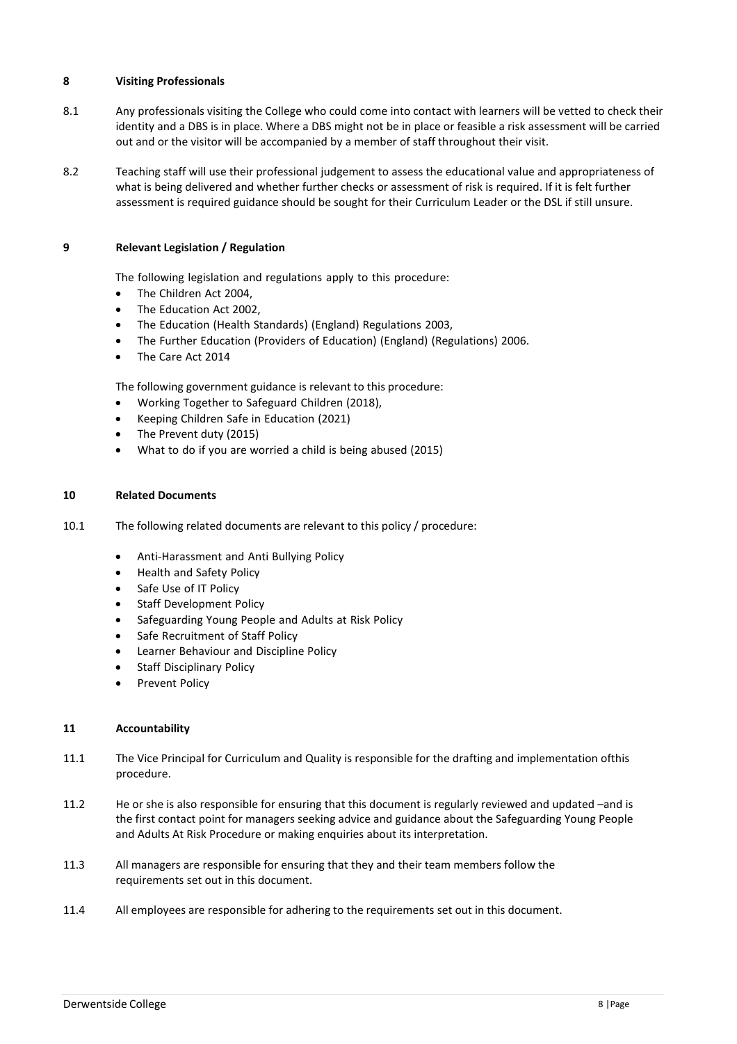## 8 Visiting Professionals

8.1 Any professionals visiting the College who could come into contact with learners will be vetted to check their identity and a DBS is in place. Where a DBS might not be in place or feasible a risk assessment will be carried out and or the visitor will be accompanied by a member of staff throughout their visit.

8.2 Teaching staff will use their professional judgement to assess the educational value and appropriateness of what is being delivered and whether further checks or assessment of risk is required. If it is felt further assessment is required guidance should be sought for their Curriculum Leader or the DSL if still unsure.

## 9 Relevant Legislation / Regulation

The following legislation and regulations apply to this procedure:

- The Children Act 2004,
- The Education Act 2002,
- The Education (Health Standards) (England) Regulations 2003,
- The Further Education (Providers of Education) (England) (Regulations) 2006.
- The Care Act 2014

The following government guidance is relevant to this procedure:

- Working Together to Safeguard Children (2018),
- Keeping Children Safe in Education (2021)
- The Prevent duty (2015)
- What to do if you are worried a child is being abused (2015)

## 10 Related Documents

10.1 The following related documents are relevant to this policy / procedure:

- Anti-Harassment and Anti Bullying Policy
- Health and Safety Policy
- Safe Use of IT Policy
- Staff Development Policy
- Safeguarding Young People and Adults at Risk Policy
- Safe Recruitment of Staff Policy
- Learner Behaviour and Discipline Policy
- Staff Disciplinary Policy
- Prevent Policy

## 11 Accountability

11.1 The Vice Principal for Curriculum and Quality is responsible for the drafting and implementation ofthis procedure.

11.2 He or she is also responsible for ensuring that this document is regularly reviewed and updated –and is the first contact point for managers seeking advice and guidance about the Safeguarding Young People and Adults At Risk Procedure or making enquiries about its interpretation.

11.3 All managers are responsible for ensuring that they and their team members follow the requirements set out in this document.

11.4 All employees are responsible for adhering to the requirements set out in this document.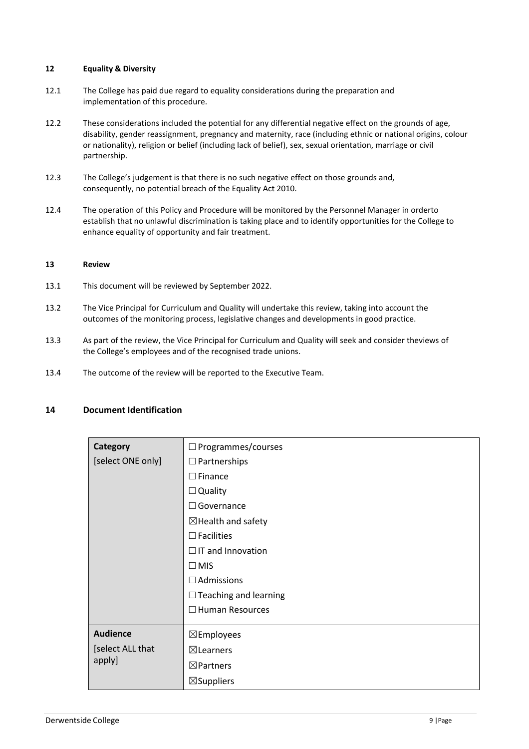## 12 Equality & Diversity

12.1 The College has paid due regard to equality considerations during the preparation and implementation of this procedure.

12.2 These considerations included the potential for any differential negative effect on the grounds of age, disability, gender reassignment, pregnancy and maternity, race (including ethnic or national origins, colour or nationality), religion or belief (including lack of belief), sex, sexual orientation, marriage or civil partnership.

12.3 The College's judgement is that there is no such negative effect on those grounds and, consequently, no potential breach of the Equality Act 2010.

12.4 The operation of this Policy and Procedure will be monitored by the Personnel Manager in orderto establish that no unlawful discrimination is taking place and to identify opportunities for the College to enhance equality of opportunity and fair treatment.

## 13 Review

13.1 This document will be reviewed by September 2022.

13.2 The Vice Principal for Curriculum and Quality will undertake this review, taking into account the outcomes of the monitoring process, legislative changes and developments in good practice.

13.3 As part of the review, the Vice Principal for Curriculum and Quality will seek and consider theviews of the College's employees and of the recognised trade unions.

13.4 The outcome of the review will be reported to the Executive Team.

## 14 Document Identification

| | |
|---|---|
| **Category**<br>[select ONE only] | ☐ Programmes/courses<br>☐ Partnerships<br>☐ Finance<br>☐ Quality<br>☐ Governance<br>☒ Health and safety<br>☐ Facilities<br>☐ IT and Innovation<br>☐ MIS<br>☐ Admissions<br>☐ Teaching and learning<br>☐ Human Resources |
| **Audience**<br>[select ALL that apply] | ☒ Employees<br>☒ Learners<br>☒ Partners<br>☒ Suppliers |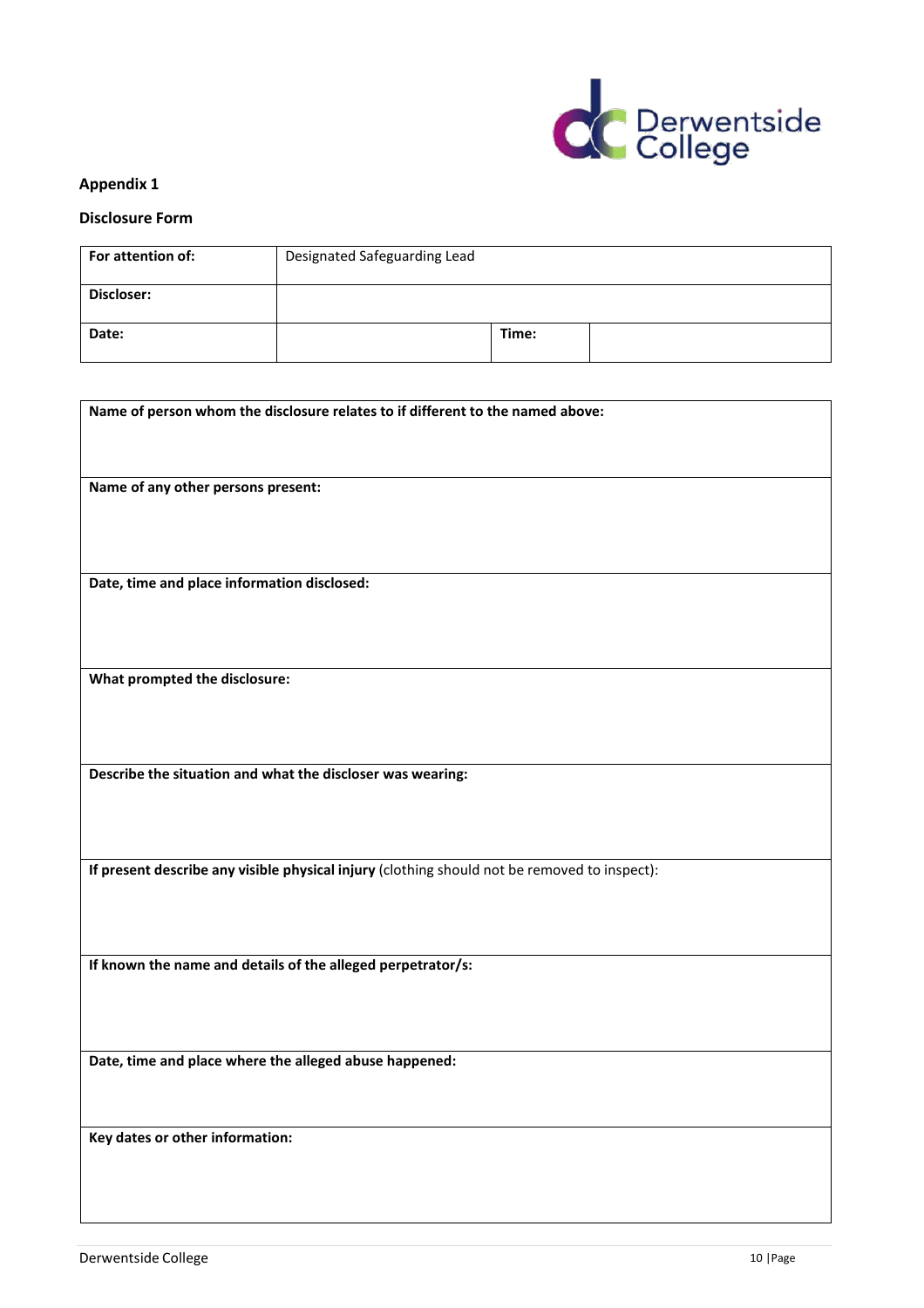**Appendix 1**

**Disclosure Form**

| | | | |
|---|---|---|---|
| **For attention of:** | Designated Safeguarding Lead | | |
| **Discloser:** | | | |
| **Date:** | | **Time:** | |

| |
|---|
| **Name of person whom the disclosure relates to if different to the named above:** |
| **Name of any other persons present:** |
| **Date, time and place information disclosed:** |
| **What prompted the disclosure:** |
| **Describe the situation and what the discloser was wearing:** |
| **If present describe any visible physical injury** (clothing should not be removed to inspect): |
| **If known the name and details of the alleged perpetrator/s:** |
| **Date, time and place where the alleged abuse happened:** |
| **Key dates or other information:** |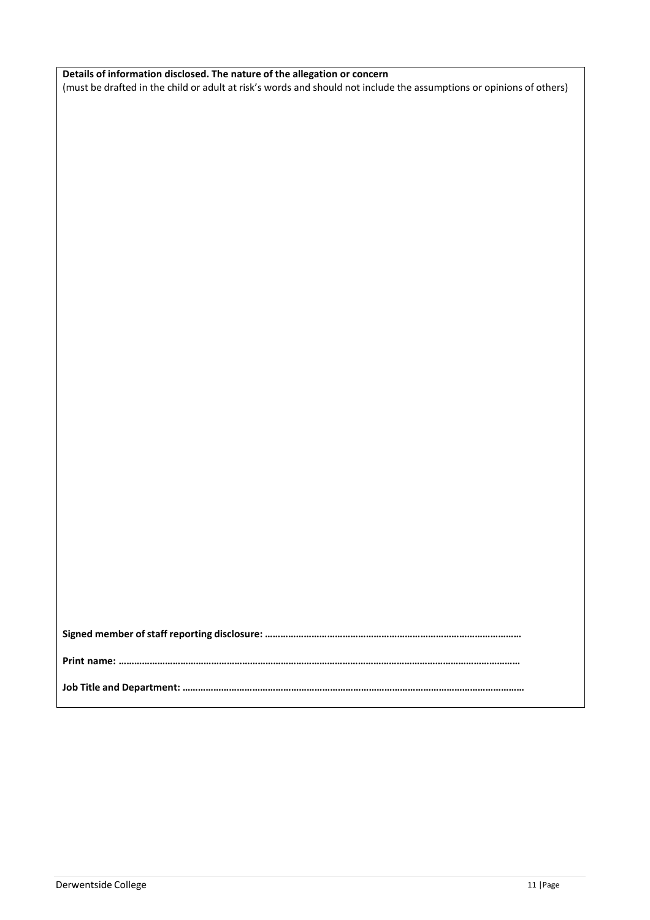**Details of information disclosed. The nature of the allegation or concern**
(must be drafted in the child or adult at risk's words and should not include the assumptions or opinions of others)

**Signed member of staff reporting disclosure: ……………………………………………………………………………………**

**Print name: ………………………………………………………………………………………………………………………………**

**Job Title and Department: ……………………………………………………………………………………………………………**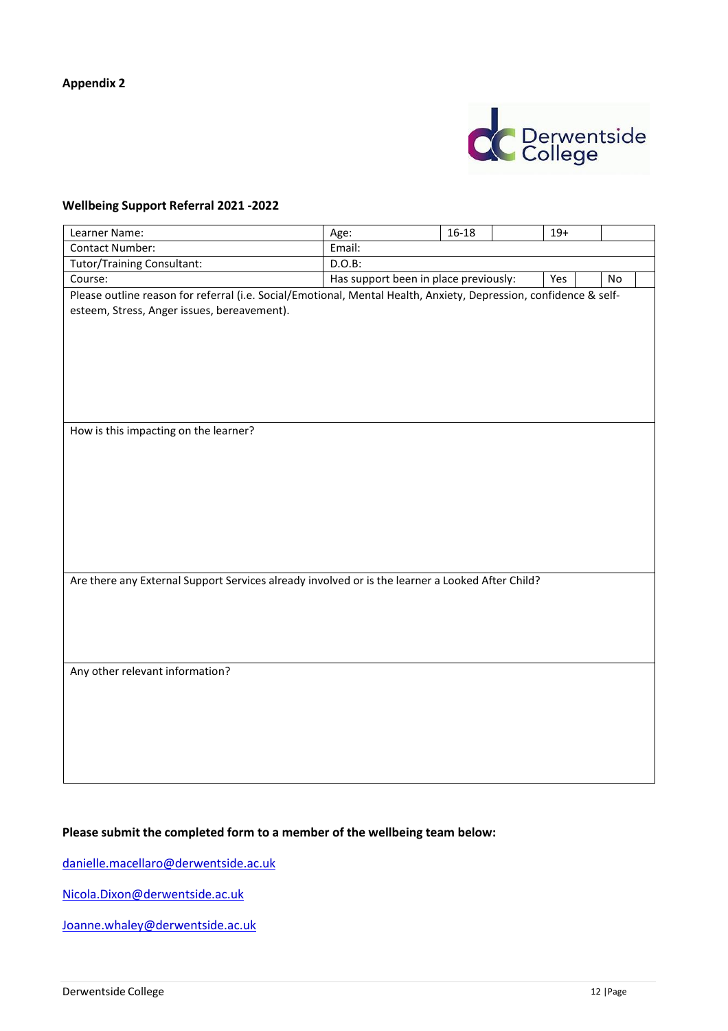**Appendix 2**

### Wellbeing Support Referral 2021 -2022

| | | | | | | | |
|---|---|---|---|---|---|---|---|
| Learner Name: | Age: | 16-18 | | 19+ | | | |
| Contact Number: | Email: | | | | | | |
| Tutor/Training Consultant: | D.O.B: | | | | | | |
| Course: | Has support been in place previously: | | | Yes | | No | |

Please outline reason for referral (i.e. Social/Emotional, Mental Health, Anxiety, Depression, confidence & self-esteem, Stress, Anger issues, bereavement).

How is this impacting on the learner?

Are there any External Support Services already involved or is the learner a Looked After Child?

Any other relevant information?

**Please submit the completed form to a member of the wellbeing team below:**

danielle.macellaro@derwentside.ac.uk

Nicola.Dixon@derwentside.ac.uk

Joanne.whaley@derwentside.ac.uk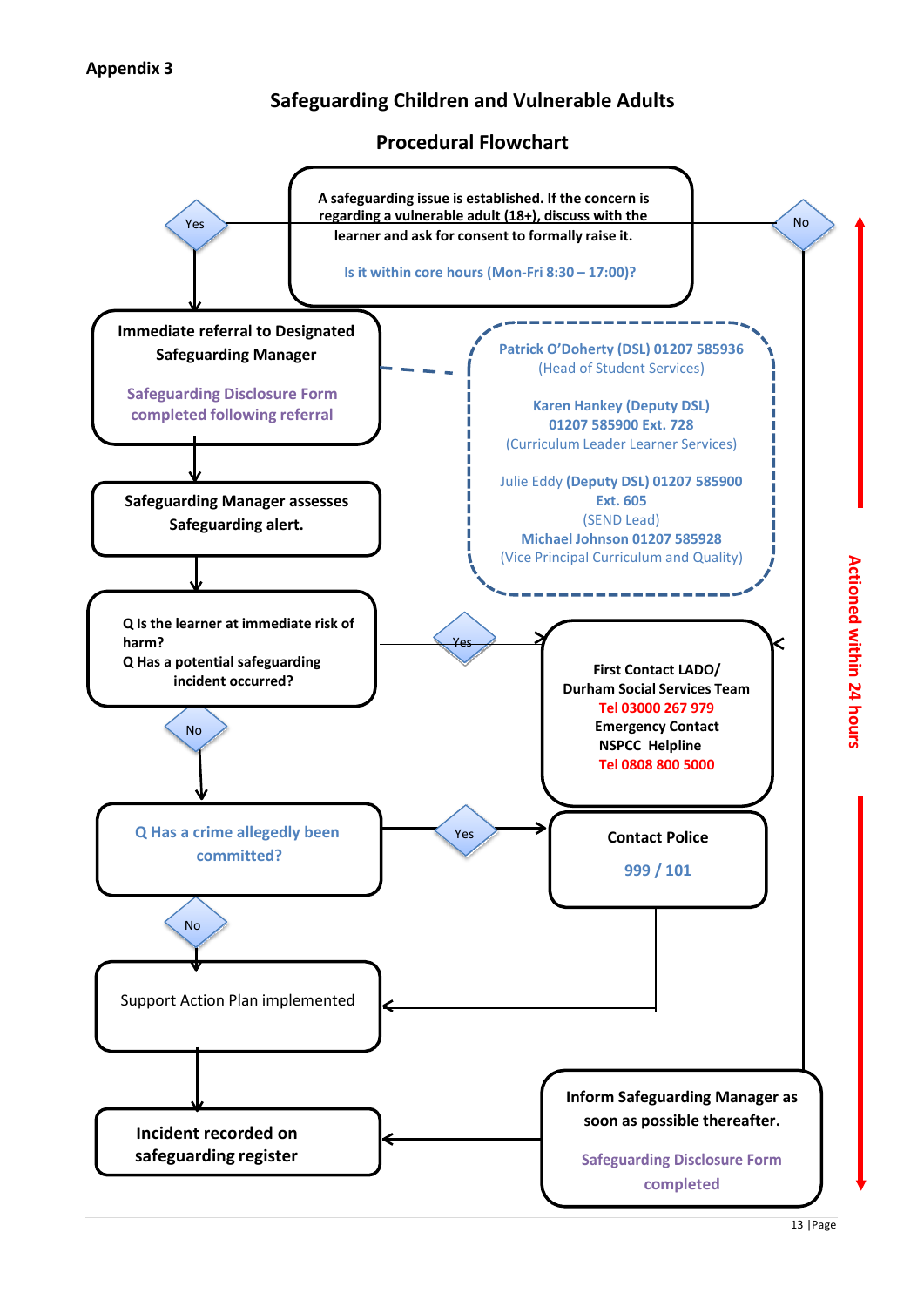**Appendix 3**

## Safeguarding Children and Vulnerable Adults

### Procedural Flowchart

A safeguarding issue is established. If the concern is regarding a vulnerable adult (18+), discuss with the learner and ask for consent to formally raise it.

Is it within core hours (Mon-Fri 8:30 – 17:00)?

Yes

No

**Immediate referral to Designated Safeguarding Manager**

Safeguarding Disclosure Form completed following referral

Patrick O'Doherty (DSL) 01207 585936
(Head of Student Services)

Karen Hankey (Deputy DSL)
01207 585900 Ext. 728
(Curriculum Leader Learner Services)

Julie Eddy (Deputy DSL) 01207 585900 Ext. 605
(SEND Lead)
Michael Johnson 01207 585928
(Vice Principal Curriculum and Quality)

**Safeguarding Manager assesses Safeguarding alert.**

**Q Is the learner at immediate risk of harm?**
**Q Has a potential safeguarding incident occurred?**

Yes

**First Contact LADO/ Durham Social Services Team**
**Tel 03000 267 979**
**Emergency Contact NSPCC Helpline**
**Tel 0808 800 5000**

No

Q Has a crime allegedly been committed?

Yes

**Contact Police**
999 / 101

No

Support Action Plan implemented

**Incident recorded on safeguarding register**

**Inform Safeguarding Manager as soon as possible thereafter.**

Safeguarding Disclosure Form completed

Actioned within 24 hours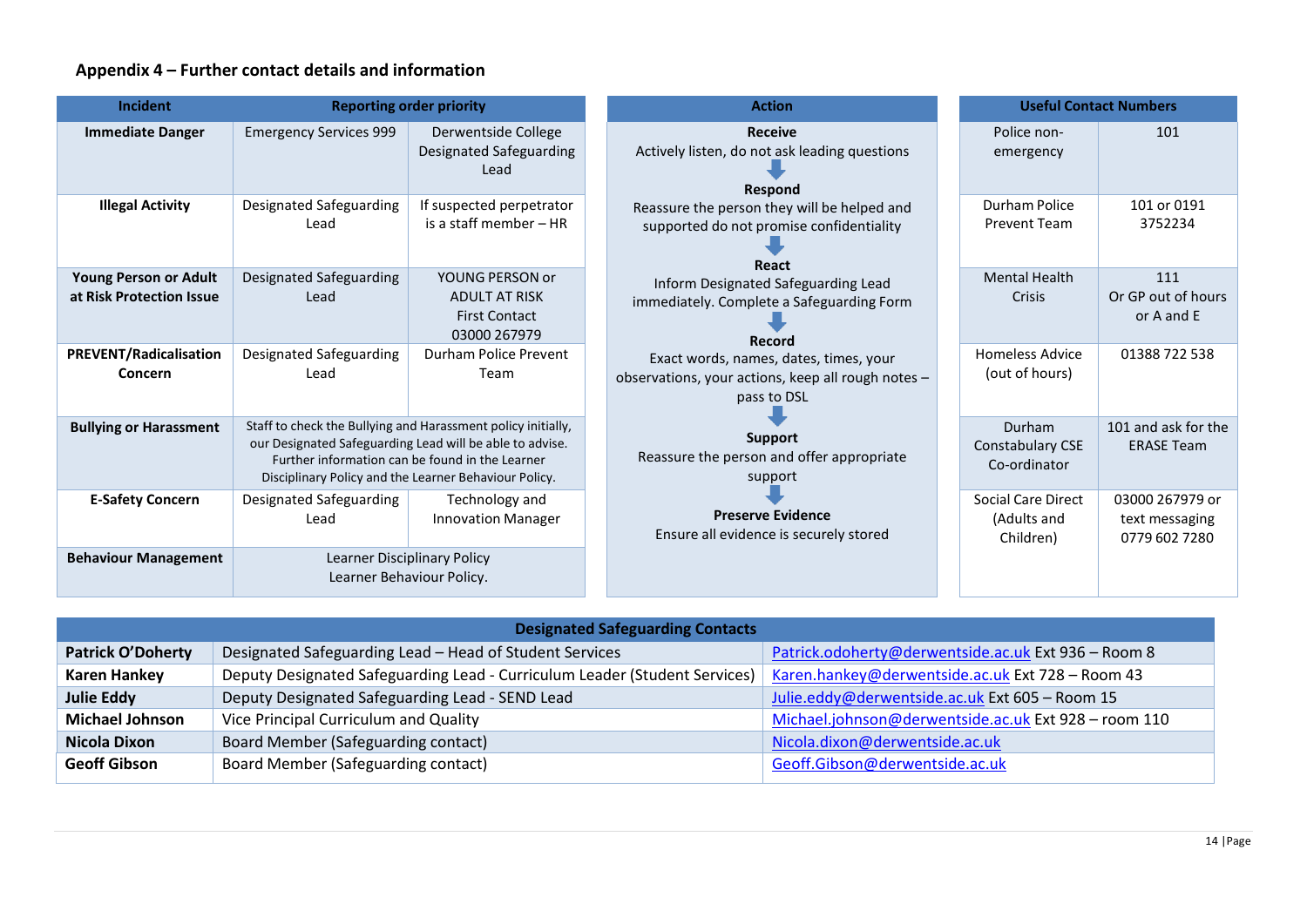## Appendix 4 – Further contact details and information

| Incident | Reporting order priority | |
|---|---|---|
| **Immediate Danger** | Emergency Services 999 | Derwentside College Designated Safeguarding Lead |
| **Illegal Activity** | Designated Safeguarding Lead | If suspected perpetrator is a staff member – HR |
| **Young Person or Adult at Risk Protection Issue** | Designated Safeguarding Lead | YOUNG PERSON or ADULT AT RISK First Contact 03000 267979 |
| **PREVENT/Radicalisation Concern** | Designated Safeguarding Lead | Durham Police Prevent Team |
| **Bullying or Harassment** | Staff to check the Bullying and Harassment policy initially, our Designated Safeguarding Lead will be able to advise. Further information can be found in the Learner Disciplinary Policy and the Learner Behaviour Policy. | |
| **E-Safety Concern** | Designated Safeguarding Lead | Technology and Innovation Manager |
| **Behaviour Management** | Learner Disciplinary Policy<br>Learner Behaviour Policy. | |

**Action**

**Receive**
Actively listen, do not ask leading questions

↓

**Respond**
Reassure the person they will be helped and supported do not promise confidentiality

↓

**React**
Inform Designated Safeguarding Lead immediately. Complete a Safeguarding Form

↓

**Record**
Exact words, names, dates, times, your observations, your actions, keep all rough notes – pass to DSL

↓

**Support**
Reassure the person and offer appropriate support

↓

**Preserve Evidence**
Ensure all evidence is securely stored

| Useful Contact Numbers | |
|---|---|
| Police non-emergency | 101 |
| Durham Police Prevent Team | 101 or 0191 3752234 |
| Mental Health Crisis | 111 Or GP out of hours or A and E |
| Homeless Advice (out of hours) | 01388 722 538 |
| Durham Constabulary CSE Co-ordinator | 101 and ask for the ERASE Team |
| Social Care Direct (Adults and Children) | 03000 267979 or text messaging 0779 602 7280 |

| Designated Safeguarding Contacts | | |
|---|---|---|
| **Patrick O'Doherty** | Designated Safeguarding Lead – Head of Student Services | Patrick.odoherty@derwentside.ac.uk Ext 936 – Room 8 |
| **Karen Hankey** | Deputy Designated Safeguarding Lead - Curriculum Leader (Student Services) | Karen.hankey@derwentside.ac.uk Ext 728 – Room 43 |
| **Julie Eddy** | Deputy Designated Safeguarding Lead - SEND Lead | Julie.eddy@derwentside.ac.uk Ext 605 – Room 15 |
| **Michael Johnson** | Vice Principal Curriculum and Quality | Michael.johnson@derwentside.ac.uk Ext 928 – room 110 |
| **Nicola Dixon** | Board Member (Safeguarding contact) | Nicola.dixon@derwentside.ac.uk |
| **Geoff Gibson** | Board Member (Safeguarding contact) | Geoff.Gibson@derwentside.ac.uk |